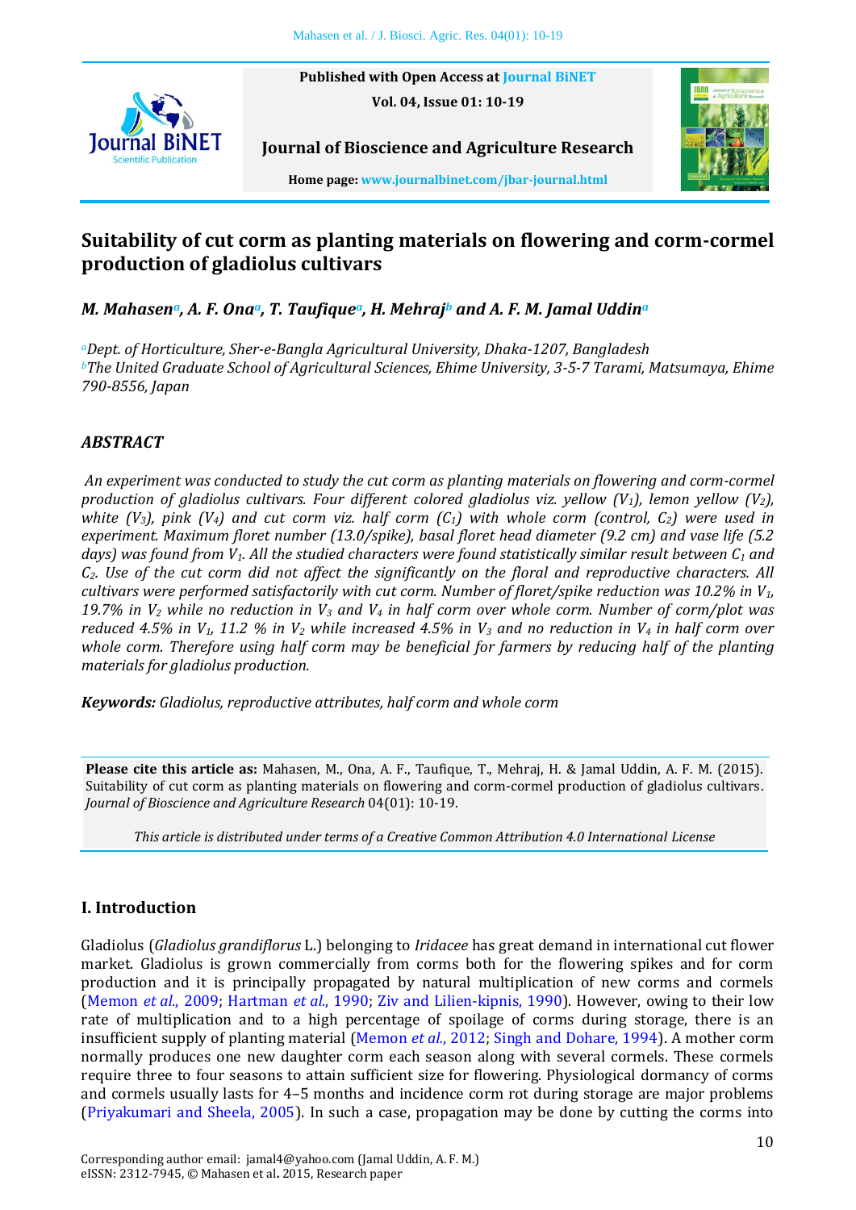Published with Open Access at Journal BiNET

Vol. 04, Issue 01: 10-19

**Journal of Bioscience and Agriculture Research**

Home page: www.journalbinet.com/jbar-journal.html

# Suitability of cut corm as planting materials on flowering and corm-cormel production of gladiolus cultivars

***M. Mahasen[a], A. F. Ona[a], T. Taufique[a], H. Mehraj[b] and A. F. M. Jamal Uddin[a]***

*[a]Dept. of Horticulture, Sher-e-Bangla Agricultural University, Dhaka-1207, Bangladesh*
*[b]The United Graduate School of Agricultural Sciences, Ehime University, 3-5-7 Tarami, Matsumaya, Ehime 790-8556, Japan*

## *ABSTRACT*

*An experiment was conducted to study the cut corm as planting materials on flowering and corm-cormel production of gladiolus cultivars. Four different colored gladiolus viz. yellow ($V_1$), lemon yellow ($V_2$), white ($V_3$), pink ($V_4$) and cut corm viz. half corm ($C_1$) with whole corm (control, $C_2$) were used in experiment. Maximum floret number (13.0/spike), basal floret head diameter (9.2 cm) and vase life (5.2 days) was found from $V_1$. All the studied characters were found statistically similar result between $C_1$ and $C_2$. Use of the cut corm did not affect the significantly on the floral and reproductive characters. All cultivars were performed satisfactorily with cut corm. Number of floret/spike reduction was 10.2% in $V_1$, 19.7% in $V_2$ while no reduction in $V_3$ and $V_4$ in half corm over whole corm. Number of corm/plot was reduced 4.5% in $V_1$, 11.2 % in $V_2$ while increased 4.5% in $V_3$ and no reduction in $V_4$ in half corm over whole corm. Therefore using half corm may be beneficial for farmers by reducing half of the planting materials for gladiolus production.*

***Keywords:*** *Gladiolus, reproductive attributes, half corm and whole corm*

**Please cite this article as:** Mahasen, M., Ona, A. F., Taufique, T., Mehraj, H. & Jamal Uddin, A. F. M. (2015). Suitability of cut corm as planting materials on flowering and corm-cormel production of gladiolus cultivars. *Journal of Bioscience and Agriculture Research* 04(01): 10-19.

*This article is distributed under terms of a Creative Common Attribution 4.0 International License*

## I. Introduction

Gladiolus (*Gladiolus grandiflorus* L.) belonging to *Iridacee* has great demand in international cut flower market. Gladiolus is grown commercially from corms both for the flowering spikes and for corm production and it is principally propagated by natural multiplication of new corms and cormels (Memon *et al.*, 2009; Hartman *et al.*, 1990; Ziv and Lilien-kipnis, 1990). However, owing to their low rate of multiplication and to a high percentage of spoilage of corms during storage, there is an insufficient supply of planting material (Memon *et al.*, 2012; Singh and Dohare, 1994). A mother corm normally produces one new daughter corm each season along with several cormels. These cormels require three to four seasons to attain sufficient size for flowering. Physiological dormancy of corms and cormels usually lasts for 4–5 months and incidence corm rot during storage are major problems (Priyakumari and Sheela, 2005). In such a case, propagation may be done by cutting the corms into

Corresponding author email: jamal4@yahoo.com (Jamal Uddin, A. F. M.)
eISSN: 2312-7945, © Mahasen et al. 2015, Research paper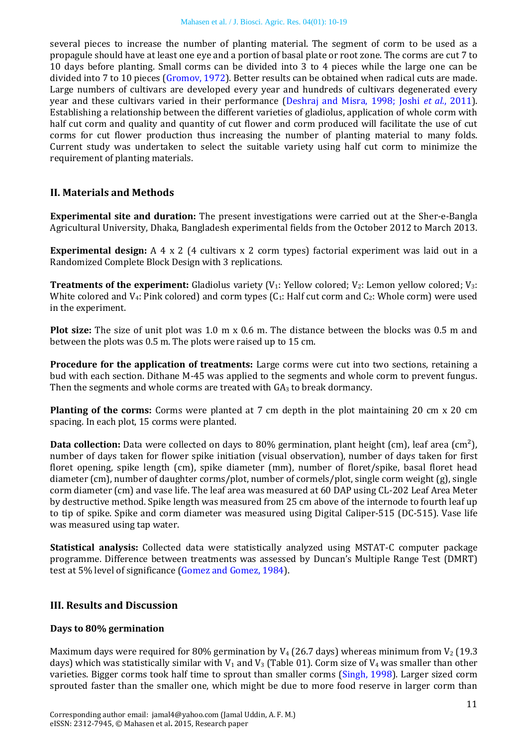several pieces to increase the number of planting material. The segment of corm to be used as a propagule should have at least one eye and a portion of basal plate or root zone. The corms are cut 7 to 10 days before planting. Small corms can be divided into 3 to 4 pieces while the large one can be divided into 7 to 10 pieces (Gromov, 1972). Better results can be obtained when radical cuts are made. Large numbers of cultivars are developed every year and hundreds of cultivars degenerated every year and these cultivars varied in their performance (Deshraj and Misra, 1998; Joshi *et al.*, 2011). Establishing a relationship between the different varieties of gladiolus, application of whole corm with half cut corm and quality and quantity of cut flower and corm produced will facilitate the use of cut corms for cut flower production thus increasing the number of planting material to many folds. Current study was undertaken to select the suitable variety using half cut corm to minimize the requirement of planting materials.

## II. Materials and Methods

**Experimental site and duration:** The present investigations were carried out at the Sher-e-Bangla Agricultural University, Dhaka, Bangladesh experimental fields from the October 2012 to March 2013.

**Experimental design:** A 4 x 2 (4 cultivars x 2 corm types) factorial experiment was laid out in a Randomized Complete Block Design with 3 replications.

**Treatments of the experiment:** Gladiolus variety ($V_1$: Yellow colored; $V_2$: Lemon yellow colored; $V_3$: White colored and $V_4$: Pink colored) and corm types ($C_1$: Half cut corm and $C_2$: Whole corm) were used in the experiment.

**Plot size:** The size of unit plot was 1.0 m x 0.6 m. The distance between the blocks was 0.5 m and between the plots was 0.5 m. The plots were raised up to 15 cm.

**Procedure for the application of treatments:** Large corms were cut into two sections, retaining a bud with each section. Dithane M-45 was applied to the segments and whole corm to prevent fungus. Then the segments and whole corms are treated with $GA_3$ to break dormancy.

**Planting of the corms:** Corms were planted at 7 cm depth in the plot maintaining 20 cm x 20 cm spacing. In each plot, 15 corms were planted.

**Data collection:** Data were collected on days to 80% germination, plant height (cm), leaf area ($cm^2$), number of days taken for flower spike initiation (visual observation), number of days taken for first floret opening, spike length (cm), spike diameter (mm), number of floret/spike, basal floret head diameter (cm), number of daughter corms/plot, number of cormels/plot, single corm weight (g), single corm diameter (cm) and vase life. The leaf area was measured at 60 DAP using CL-202 Leaf Area Meter by destructive method. Spike length was measured from 25 cm above of the internode to fourth leaf up to tip of spike. Spike and corm diameter was measured using Digital Caliper-515 (DC-515). Vase life was measured using tap water.

**Statistical analysis:** Collected data were statistically analyzed using MSTAT-C computer package programme. Difference between treatments was assessed by Duncan's Multiple Range Test (DMRT) test at 5% level of significance (Gomez and Gomez, 1984).

## III. Results and Discussion

### Days to 80% germination

Maximum days were required for 80% germination by $V_4$ (26.7 days) whereas minimum from $V_2$ (19.3 days) which was statistically similar with $V_1$ and $V_3$ (Table 01). Corm size of $V_4$ was smaller than other varieties. Bigger corms took half time to sprout than smaller corms (Singh, 1998). Larger sized corm sprouted faster than the smaller one, which might be due to more food reserve in larger corm than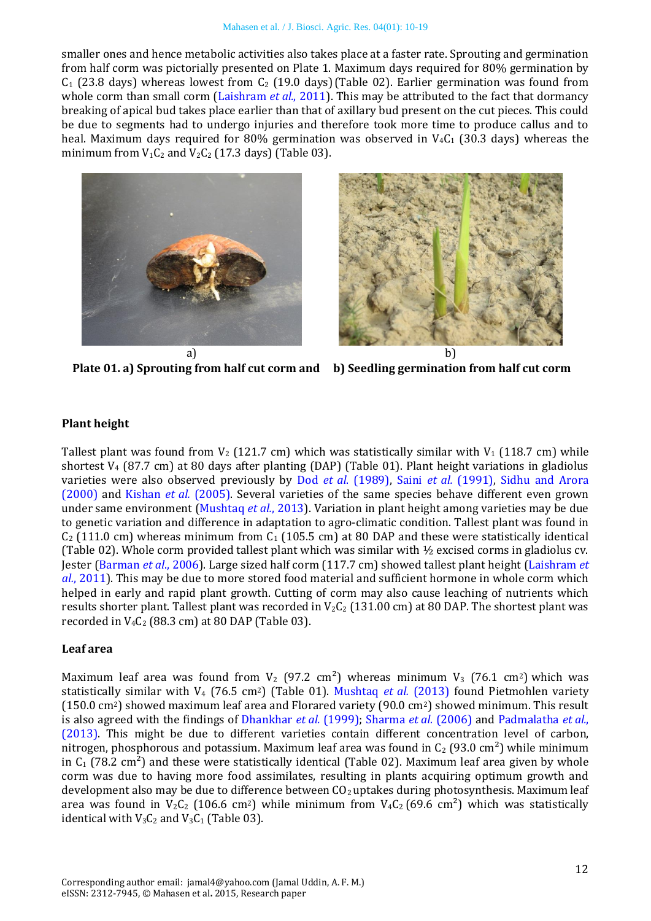smaller ones and hence metabolic activities also takes place at a faster rate. Sprouting and germination from half corm was pictorially presented on Plate 1. Maximum days required for 80% germination by $C_1$ (23.8 days) whereas lowest from $C_2$ (19.0 days) (Table 02). Earlier germination was found from whole corm than small corm (Laishram *et al.*, 2011). This may be attributed to the fact that dormancy breaking of apical bud takes place earlier than that of axillary bud present on the cut pieces. This could be due to segments had to undergo injuries and therefore took more time to produce callus and to heal. Maximum days required for 80% germination was observed in $V_4C_1$ (30.3 days) whereas the minimum from $V_1C_2$ and $V_2C_2$ (17.3 days) (Table 03).

a) b)

**Plate 01. a) Sprouting from half cut corm and b) Seedling germination from half cut corm**

### Plant height

Tallest plant was found from $V_2$ (121.7 cm) which was statistically similar with $V_1$ (118.7 cm) while shortest $V_4$ (87.7 cm) at 80 days after planting (DAP) (Table 01). Plant height variations in gladiolus varieties were also observed previously by Dod *et al.* (1989), Saini *et al.* (1991), Sidhu and Arora (2000) and Kishan *et al.* (2005). Several varieties of the same species behave different even grown under same environment (Mushtaq *et al.*, 2013). Variation in plant height among varieties may be due to genetic variation and difference in adaptation to agro-climatic condition. Tallest plant was found in $C_2$ (111.0 cm) whereas minimum from $C_1$ (105.5 cm) at 80 DAP and these were statistically identical (Table 02). Whole corm provided tallest plant which was similar with ½ excised corms in gladiolus cv. Jester (Barman *et al.*, 2006). Large sized half corm (117.7 cm) showed tallest plant height (Laishram *et al.*, 2011). This may be due to more stored food material and sufficient hormone in whole corm which helped in early and rapid plant growth. Cutting of corm may also cause leaching of nutrients which results shorter plant. Tallest plant was recorded in $V_2C_2$ (131.00 cm) at 80 DAP. The shortest plant was recorded in $V_4C_2$ (88.3 cm) at 80 DAP (Table 03).

### Leaf area

Maximum leaf area was found from $V_2$ (97.2 $cm^2$) whereas minimum $V_3$ (76.1 $cm^2$) which was statistically similar with $V_4$ (76.5 $cm^2$) (Table 01). Mushtaq *et al.* (2013) found Pietmohlen variety (150.0 $cm^2$) showed maximum leaf area and Florared variety (90.0 $cm^2$) showed minimum. This result is also agreed with the findings of Dhankhar *et al.* (1999); Sharma *et al.* (2006) and Padmalatha *et al.*, (2013). This might be due to different varieties contain different concentration level of carbon, nitrogen, phosphorous and potassium. Maximum leaf area was found in $C_2$ (93.0 $cm^2$) while minimum in $C_1$ (78.2 $cm^2$) and these were statistically identical (Table 02). Maximum leaf area given by whole corm was due to having more food assimilates, resulting in plants acquiring optimum growth and development also may be due to difference between $CO_2$ uptakes during photosynthesis. Maximum leaf area was found in $V_2C_2$ (106.6 $cm^2$) while minimum from $V_4C_2$ (69.6 $cm^2$) which was statistically identical with $V_3C_2$ and $V_3C_1$ (Table 03).

Corresponding author email: jamal4@yahoo.com (Jamal Uddin, A. F. M.)
eISSN: 2312-7945, © Mahasen et al. 2015, Research paper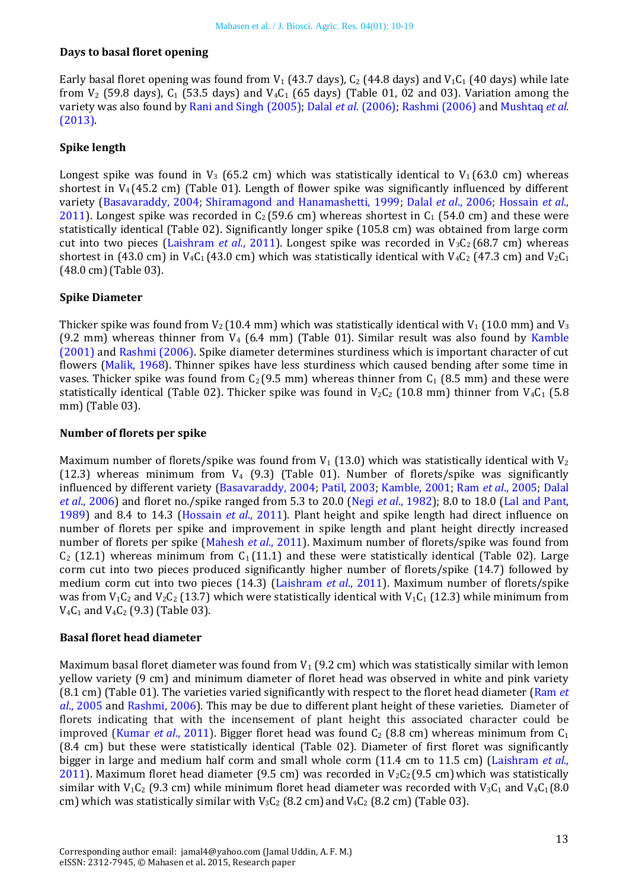### Days to basal floret opening

Early basal floret opening was found from $V_1$ (43.7 days), $C_2$ (44.8 days) and $V_1C_1$ (40 days) while late from $V_2$ (59.8 days), $C_1$ (53.5 days) and $V_4C_1$ (65 days) (Table 01, 02 and 03). Variation among the variety was also found by Rani and Singh (2005); Dalal *et al.* (2006); Rashmi (2006) and Mushtaq *et al.* (2013).

### Spike length

Longest spike was found in $V_3$ (65.2 cm) which was statistically identical to $V_1$ (63.0 cm) whereas shortest in $V_4$ (45.2 cm) (Table 01). Length of flower spike was significantly influenced by different variety (Basavaraddy, 2004; Shiramagond and Hanamashetti, 1999; Dalal *et al*., 2006; Hossain *et al*., 2011). Longest spike was recorded in $C_2$ (59.6 cm) whereas shortest in $C_1$ (54.0 cm) and these were statistically identical (Table 02). Significantly longer spike (105.8 cm) was obtained from large corm cut into two pieces (Laishram *et al.*, 2011). Longest spike was recorded in $V_3C_2$ (68.7 cm) whereas shortest in (43.0 cm) in $V_4C_1$ (43.0 cm) which was statistically identical with $V_4C_2$ (47.3 cm) and $V_2C_1$ (48.0 cm) (Table 03).

### Spike Diameter

Thicker spike was found from $V_2$ (10.4 mm) which was statistically identical with $V_1$ (10.0 mm) and $V_3$ (9.2 mm) whereas thinner from $V_4$ (6.4 mm) (Table 01). Similar result was also found by Kamble (2001) and Rashmi (2006). Spike diameter determines sturdiness which is important character of cut flowers (Malik, 1968). Thinner spikes have less sturdiness which caused bending after some time in vases. Thicker spike was found from $C_2$ (9.5 mm) whereas thinner from $C_1$ (8.5 mm) and these were statistically identical (Table 02). Thicker spike was found in $V_2C_2$ (10.8 mm) thinner from $V_4C_1$ (5.8 mm) (Table 03).

### Number of florets per spike

Maximum number of florets/spike was found from $V_1$ (13.0) which was statistically identical with $V_2$ (12.3) whereas minimum from $V_4$ (9.3) (Table 01). Number of florets/spike was significantly influenced by different variety (Basavaraddy, 2004; Patil, 2003; Kamble, 2001; Ram *et al*., 2005; Dalal *et al*., 2006) and floret no./spike ranged from 5.3 to 20.0 (Negi *et al*., 1982); 8.0 to 18.0 (Lal and Pant, 1989) and 8.4 to 14.3 (Hossain *et al*., 2011). Plant height and spike length had direct influence on number of florets per spike and improvement in spike length and plant height directly increased number of florets per spike (Mahesh *et al*., 2011). Maximum number of florets/spike was found from $C_2$ (12.1) whereas minimum from $C_1$ (11.1) and these were statistically identical (Table 02). Large corm cut into two pieces produced significantly higher number of florets/spike (14.7) followed by medium corm cut into two pieces (14.3) (Laishram *et al*., 2011). Maximum number of florets/spike was from $V_1C_2$ and $V_2C_2$ (13.7) which were statistically identical with $V_1C_1$ (12.3) while minimum from $V_4C_1$ and $V_4C_2$ (9.3) (Table 03).

### Basal floret head diameter

Maximum basal floret diameter was found from $V_1$ (9.2 cm) which was statistically similar with lemon yellow variety (9 cm) and minimum diameter of floret head was observed in white and pink variety (8.1 cm) (Table 01). The varieties varied significantly with respect to the floret head diameter (Ram *et al*., 2005 and Rashmi, 2006). This may be due to different plant height of these varieties. Diameter of florets indicating that with the incensement of plant height this associated character could be improved (Kumar *et al*., 2011). Bigger floret head was found $C_2$ (8.8 cm) whereas minimum from $C_1$ (8.4 cm) but these were statistically identical (Table 02). Diameter of first floret was significantly bigger in large and medium half corm and small whole corm (11.4 cm to 11.5 cm) (Laishram *et al.*, 2011). Maximum floret head diameter (9.5 cm) was recorded in $V_2C_2$ (9.5 cm) which was statistically similar with $V_1C_2$ (9.3 cm) while minimum floret head diameter was recorded with $V_3C_1$ and $V_4C_1$ (8.0 cm) which was statistically similar with $V_3C_2$ (8.2 cm) and $V_4C_2$ (8.2 cm) (Table 03).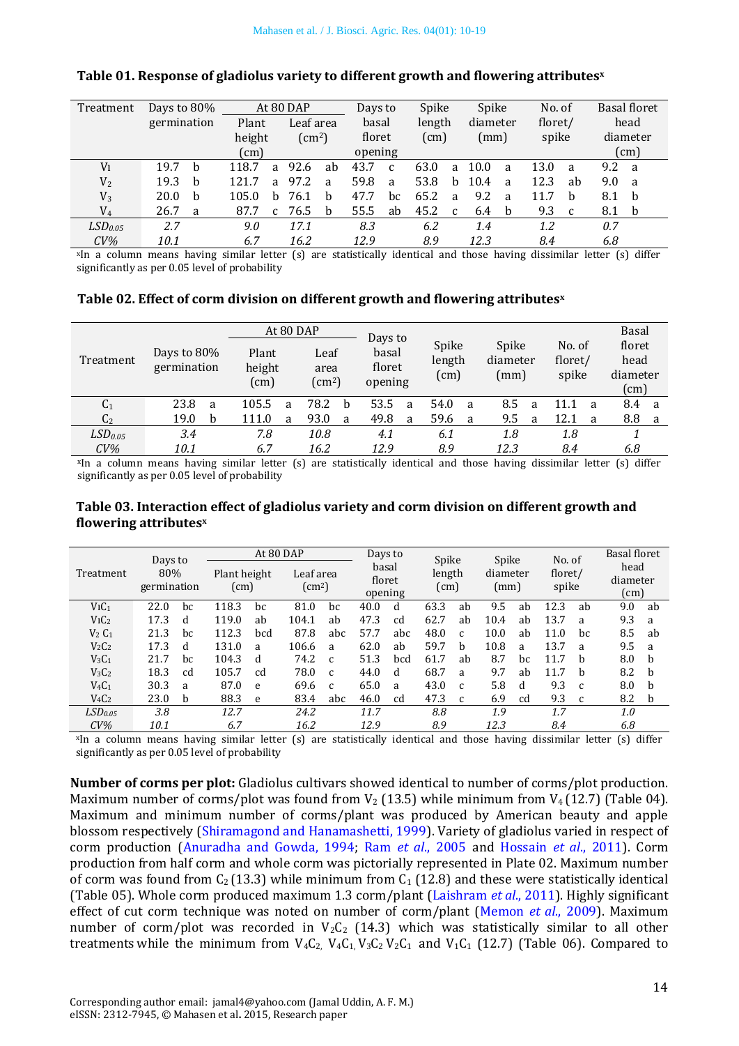**Table 01. Response of gladiolus variety to different growth and flowering attributes[x]**

| Treatment | Days to 80% germination | | At 80 DAP | | | | Days to basal floret opening | | Spike length (cm) | | Spike diameter (mm) | | No. of floret/ spike | | Basal floret head diameter (cm) | |
|---|---|---|---|---|---|---|---|---|---|---|---|---|---|---|---|---|
| | | | Plant height (cm) | | Leaf area (cm²) | | | | | | | | | | | |
| $V_1$ | 19.7 | b | 118.7 | a | 92.6 | ab | 43.7 | c | 63.0 | a | 10.0 | a | 13.0 | a | 9.2 | a |
| $V_2$ | 19.3 | b | 121.7 | a | 97.2 | a | 59.8 | a | 53.8 | b | 10.4 | a | 12.3 | ab | 9.0 | a |
| $V_3$ | 20.0 | b | 105.0 | b | 76.1 | b | 47.7 | bc | 65.2 | a | 9.2 | a | 11.7 | b | 8.1 | b |
| $V_4$ | 26.7 | a | 87.7 | c | 76.5 | b | 55.5 | ab | 45.2 | c | 6.4 | b | 9.3 | c | 8.1 | b |
| $LSD_{0.05}$ | *2.7* | | *9.0* | | *17.1* | | *8.3* | | *6.2* | | *1.4* | | *1.2* | | *0.7* | |
| *CV%* | *10.1* | | *6.7* | | *16.2* | | *12.9* | | *8.9* | | *12.3* | | *8.4* | | *6.8* | |

[x]In a column means having similar letter (s) are statistically identical and those having dissimilar letter (s) differ significantly as per 0.05 level of probability

**Table 02. Effect of corm division on different growth and flowering attributes[x]**

| Treatment | Days to 80% germination | | At 80 DAP | | | | Days to basal floret opening | | Spike length (cm) | | Spike diameter (mm) | | No. of floret/ spike | | Basal floret head diameter (cm) | |
|---|---|---|---|---|---|---|---|---|---|---|---|---|---|---|---|---|
| | | | Plant height (cm) | | Leaf area (cm²) | | | | | | | | | | | |
| $C_1$ | 23.8 | a | 105.5 | a | 78.2 | b | 53.5 | a | 54.0 | a | 8.5 | a | 11.1 | a | 8.4 | a |
| $C_2$ | 19.0 | b | 111.0 | a | 93.0 | a | 49.8 | a | 59.6 | a | 9.5 | a | 12.1 | a | 8.8 | a |
| $LSD_{0.05}$ | *3.4* | | *7.8* | | *10.8* | | *4.1* | | *6.1* | | *1.8* | | *1.8* | | *1* | |
| *CV%* | *10.1* | | *6.7* | | *16.2* | | *12.9* | | *8.9* | | *12.3* | | *8.4* | | *6.8* | |

[x]In a column means having similar letter (s) are statistically identical and those having dissimilar letter (s) differ significantly as per 0.05 level of probability

**Table 03. Interaction effect of gladiolus variety and corm division on different growth and flowering attributes[x]**

| Treatment | Days to 80% germination | | At 80 DAP | | | | Days to basal floret opening | | Spike length (cm) | | Spike diameter (mm) | | No. of floret/ spike | | Basal floret head diameter (cm) | |
|---|---|---|---|---|---|---|---|---|---|---|---|---|---|---|---|---|
| | | | Plant height (cm) | | Leaf area (cm²) | | | | | | | | | | | |
| $V_1C_1$ | 22.0 | bc | 118.3 | bc | 81.0 | bc | 40.0 | d | 63.3 | ab | 9.5 | ab | 12.3 | ab | 9.0 | ab |
| $V_1C_2$ | 17.3 | d | 119.0 | ab | 104.1 | ab | 47.3 | cd | 62.7 | ab | 10.4 | ab | 13.7 | a | 9.3 | a |
| $V_2C_1$ | 21.3 | bc | 112.3 | bcd | 87.8 | abc | 57.7 | abc | 48.0 | c | 10.0 | ab | 11.0 | bc | 8.5 | ab |
| $V_2C_2$ | 17.3 | d | 131.0 | a | 106.6 | a | 62.0 | ab | 59.7 | b | 10.8 | a | 13.7 | a | 9.5 | a |
| $V_3C_1$ | 21.7 | bc | 104.3 | d | 74.2 | c | 51.3 | bcd | 61.7 | ab | 8.7 | bc | 11.7 | b | 8.0 | b |
| $V_3C_2$ | 18.3 | cd | 105.7 | cd | 78.0 | c | 44.0 | d | 68.7 | a | 9.7 | ab | 11.7 | b | 8.2 | b |
| $V_4C_1$ | 30.3 | a | 87.0 | e | 69.6 | c | 65.0 | a | 43.0 | c | 5.8 | d | 9.3 | c | 8.0 | b |
| $V_4C_2$ | 23.0 | b | 88.3 | e | 83.4 | abc | 46.0 | cd | 47.3 | c | 6.9 | cd | 9.3 | c | 8.2 | b |
| $LSD_{0.05}$ | *3.8* | | *12.7* | | *24.2* | | *11.7* | | *8.8* | | *1.9* | | *1.7* | | *1.0* | |
| *CV%* | *10.1* | | *6.7* | | *16.2* | | *12.9* | | *8.9* | | *12.3* | | *8.4* | | *6.8* | |

[x]In a column means having similar letter (s) are statistically identical and those having dissimilar letter (s) differ significantly as per 0.05 level of probability

**Number of corms per plot:** Gladiolus cultivars showed identical to number of corms/plot production. Maximum number of corms/plot was found from $V_2$ (13.5) while minimum from $V_4$ (12.7) (Table 04). Maximum and minimum number of corms/plant was produced by American beauty and apple blossom respectively (Shiramagond and Hanamashetti, 1999). Variety of gladiolus varied in respect of corm production (Anuradha and Gowda, 1994; Ram *et al*., 2005 and Hossain *et al*., 2011). Corm production from half corm and whole corm was pictorially represented in Plate 02. Maximum number of corm was found from $C_2$ (13.3) while minimum from $C_1$ (12.8) and these were statistically identical (Table 05). Whole corm produced maximum 1.3 corm/plant (Laishram *et al*., 2011). Highly significant effect of cut corm technique was noted on number of corm/plant (Memon *et al*., 2009). Maximum number of corm/plot was recorded in $V_2C_2$ (14.3) which was statistically similar to all other treatments while the minimum from $V_4C_2$, $V_4C_1$, $V_3C_2$ $V_2C_1$ and $V_1C_1$ (12.7) (Table 06). Compared to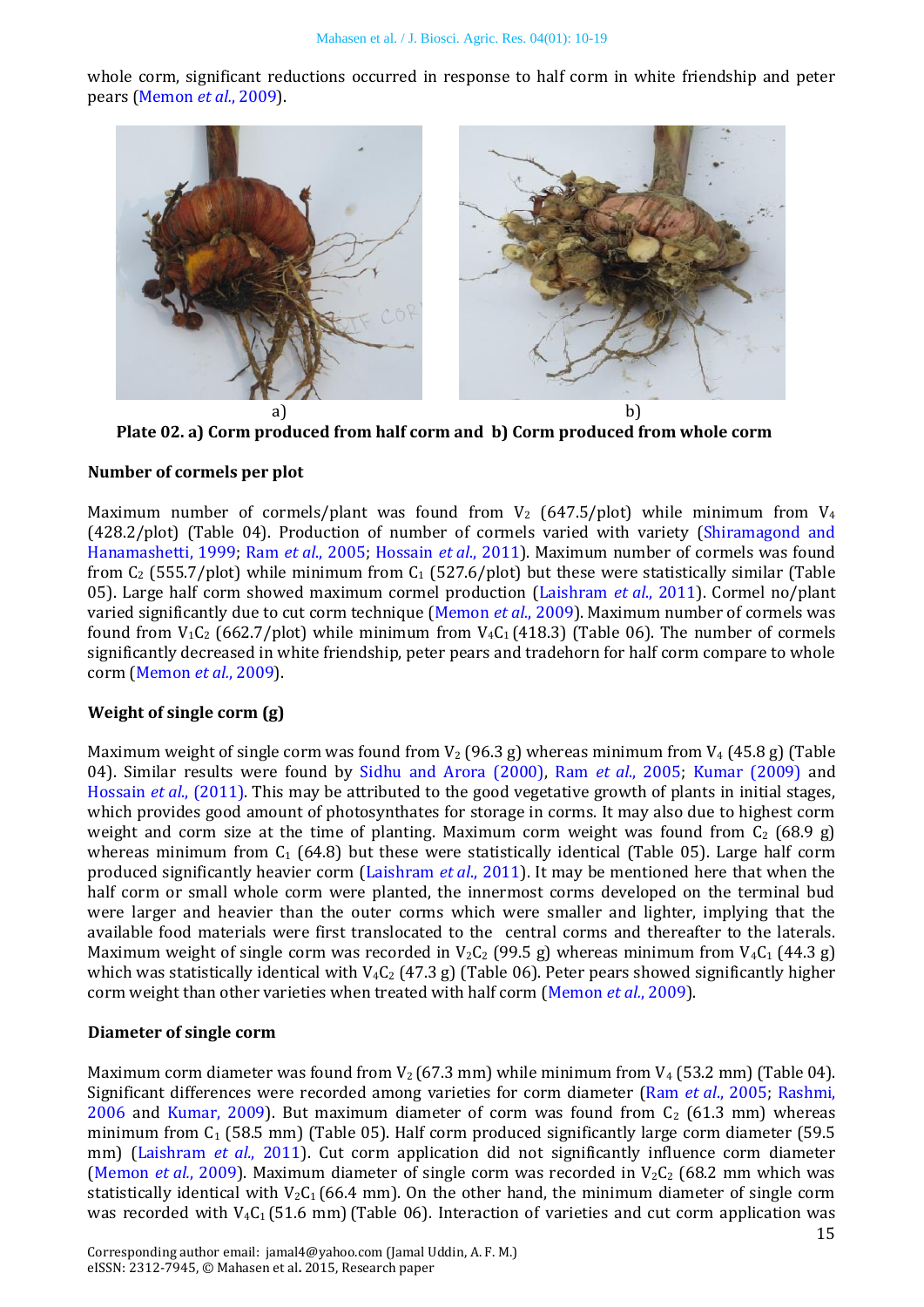whole corm, significant reductions occurred in response to half corm in white friendship and peter pears (Memon *et al.*, 2009).

a) b)

**Plate 02. a) Corm produced from half corm and b) Corm produced from whole corm**

**Number of cormels per plot**

Maximum number of cormels/plant was found from $V_2$ (647.5/plot) while minimum from $V_4$ (428.2/plot) (Table 04). Production of number of cormels varied with variety (Shiramagond and Hanamashetti, 1999; Ram *et al.*, 2005; Hossain *et al.*, 2011). Maximum number of cormels was found from $C_2$ (555.7/plot) while minimum from $C_1$ (527.6/plot) but these were statistically similar (Table 05). Large half corm showed maximum cormel production (Laishram *et al.*, 2011). Cormel no/plant varied significantly due to cut corm technique (Memon *et al.*, 2009). Maximum number of cormels was found from $V_1C_2$ (662.7/plot) while minimum from $V_4C_1$ (418.3) (Table 06). The number of cormels significantly decreased in white friendship, peter pears and tradehorn for half corm compare to whole corm (Memon *et al.*, 2009).

**Weight of single corm (g)**

Maximum weight of single corm was found from $V_2$ (96.3 g) whereas minimum from $V_4$ (45.8 g) (Table 04). Similar results were found by Sidhu and Arora (2000), Ram *et al.*, 2005; Kumar (2009) and Hossain *et al.*, (2011). This may be attributed to the good vegetative growth of plants in initial stages, which provides good amount of photosynthates for storage in corms. It may also due to highest corm weight and corm size at the time of planting. Maximum corm weight was found from $C_2$ (68.9 g) whereas minimum from $C_1$ (64.8) but these were statistically identical (Table 05). Large half corm produced significantly heavier corm (Laishram *et al.*, 2011). It may be mentioned here that when the half corm or small whole corm were planted, the innermost corms developed on the terminal bud were larger and heavier than the outer corms which were smaller and lighter, implying that the available food materials were first translocated to the central corms and thereafter to the laterals. Maximum weight of single corm was recorded in $V_2C_2$ (99.5 g) whereas minimum from $V_4C_1$ (44.3 g) which was statistically identical with $V_4C_2$ (47.3 g) (Table 06). Peter pears showed significantly higher corm weight than other varieties when treated with half corm (Memon *et al.*, 2009).

**Diameter of single corm**

Maximum corm diameter was found from $V_2$ (67.3 mm) while minimum from $V_4$ (53.2 mm) (Table 04). Significant differences were recorded among varieties for corm diameter (Ram *et al.*, 2005; Rashmi, 2006 and Kumar, 2009). But maximum diameter of corm was found from $C_2$ (61.3 mm) whereas minimum from $C_1$ (58.5 mm) (Table 05). Half corm produced significantly large corm diameter (59.5 mm) (Laishram *et al.*, 2011). Cut corm application did not significantly influence corm diameter (Memon *et al.*, 2009). Maximum diameter of single corm was recorded in $V_2C_2$ (68.2 mm which was statistically identical with $V_2C_1$ (66.4 mm). On the other hand, the minimum diameter of single corm was recorded with $V_4C_1$ (51.6 mm) (Table 06). Interaction of varieties and cut corm application was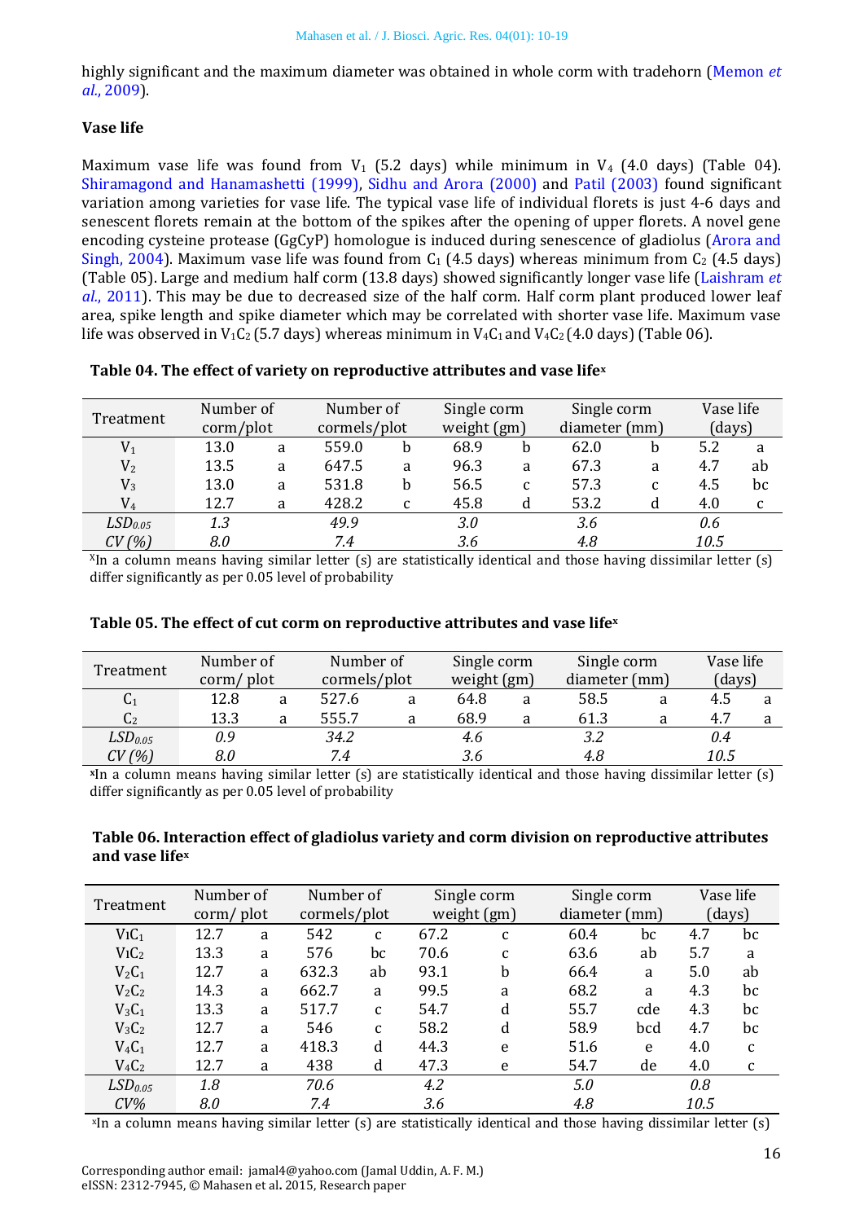highly significant and the maximum diameter was obtained in whole corm with tradehorn (Memon *et al.*, 2009).

**Vase life**

Maximum vase life was found from $V_1$ (5.2 days) while minimum in $V_4$ (4.0 days) (Table 04). Shiramagond and Hanamashetti (1999), Sidhu and Arora (2000) and Patil (2003) found significant variation among varieties for vase life. The typical vase life of individual florets is just 4-6 days and senescent florets remain at the bottom of the spikes after the opening of upper florets. A novel gene encoding cysteine protease (GgCyP) homologue is induced during senescence of gladiolus (Arora and Singh, 2004). Maximum vase life was found from $C_1$ (4.5 days) whereas minimum from $C_2$ (4.5 days) (Table 05). Large and medium half corm (13.8 days) showed significantly longer vase life (Laishram *et al.*, 2011). This may be due to decreased size of the half corm. Half corm plant produced lower leaf area, spike length and spike diameter which may be correlated with shorter vase life. Maximum vase life was observed in $V_1C_2$ (5.7 days) whereas minimum in $V_4C_1$ and $V_4C_2$ (4.0 days) (Table 06).

**Table 04. The effect of variety on reproductive attributes and vase life[x]**

| Treatment | Number of corm/plot | | Number of cormels/plot | | Single corm weight (gm) | | Single corm diameter (mm) | | Vase life (days) | |
|---|---|---|---|---|---|---|---|---|---|---|
| $V_1$ | 13.0 | a | 559.0 | b | 68.9 | b | 62.0 | b | 5.2 | a |
| $V_2$ | 13.5 | a | 647.5 | a | 96.3 | a | 67.3 | a | 4.7 | ab |
| $V_3$ | 13.0 | a | 531.8 | b | 56.5 | c | 57.3 | c | 4.5 | bc |
| $V_4$ | 12.7 | a | 428.2 | c | 45.8 | d | 53.2 | d | 4.0 | c |
| *$LSD_{0.05}$* | *1.3* | | *49.9* | | *3.0* | | *3.6* | | *0.6* | |
| *CV (%)* | *8.0* | | *7.4* | | *3.6* | | *4.8* | | *10.5* | |

[x]In a column means having similar letter (s) are statistically identical and those having dissimilar letter (s) differ significantly as per 0.05 level of probability

**Table 05. The effect of cut corm on reproductive attributes and vase life[x]**

| Treatment | Number of corm/ plot | | Number of cormels/plot | | Single corm weight (gm) | | Single corm diameter (mm) | | Vase life (days) | |
|---|---|---|---|---|---|---|---|---|---|---|
| $C_1$ | 12.8 | a | 527.6 | a | 64.8 | a | 58.5 | a | 4.5 | a |
| $C_2$ | 13.3 | a | 555.7 | a | 68.9 | a | 61.3 | a | 4.7 | a |
| *$LSD_{0.05}$* | *0.9* | | *34.2* | | *4.6* | | *3.2* | | *0.4* | |
| *CV (%)* | *8.0* | | *7.4* | | *3.6* | | *4.8* | | *10.5* | |

[x]In a column means having similar letter (s) are statistically identical and those having dissimilar letter (s) differ significantly as per 0.05 level of probability

**Table 06. Interaction effect of gladiolus variety and corm division on reproductive attributes and vase life[x]**

| Treatment | Number of corm/ plot | | Number of cormels/plot | | Single corm weight (gm) | | Single corm diameter (mm) | | Vase life (days) | |
|---|---|---|---|---|---|---|---|---|---|---|
| $V_1C_1$ | 12.7 | a | 542 | c | 67.2 | c | 60.4 | bc | 4.7 | bc |
| $V_1C_2$ | 13.3 | a | 576 | bc | 70.6 | c | 63.6 | ab | 5.7 | a |
| $V_2C_1$ | 12.7 | a | 632.3 | ab | 93.1 | b | 66.4 | a | 5.0 | ab |
| $V_2C_2$ | 14.3 | a | 662.7 | a | 99.5 | a | 68.2 | a | 4.3 | bc |
| $V_3C_1$ | 13.3 | a | 517.7 | c | 54.7 | d | 55.7 | cde | 4.3 | bc |
| $V_3C_2$ | 12.7 | a | 546 | c | 58.2 | d | 58.9 | bcd | 4.7 | bc |
| $V_4C_1$ | 12.7 | a | 418.3 | d | 44.3 | e | 51.6 | e | 4.0 | c |
| $V_4C_2$ | 12.7 | a | 438 | d | 47.3 | e | 54.7 | de | 4.0 | c |
| *$LSD_{0.05}$* | *1.8* | | *70.6* | | *4.2* | | *5.0* | | *0.8* | |
| *CV%* | *8.0* | | *7.4* | | *3.6* | | *4.8* | | *10.5* | |

[x]In a column means having similar letter (s) are statistically identical and those having dissimilar letter (s)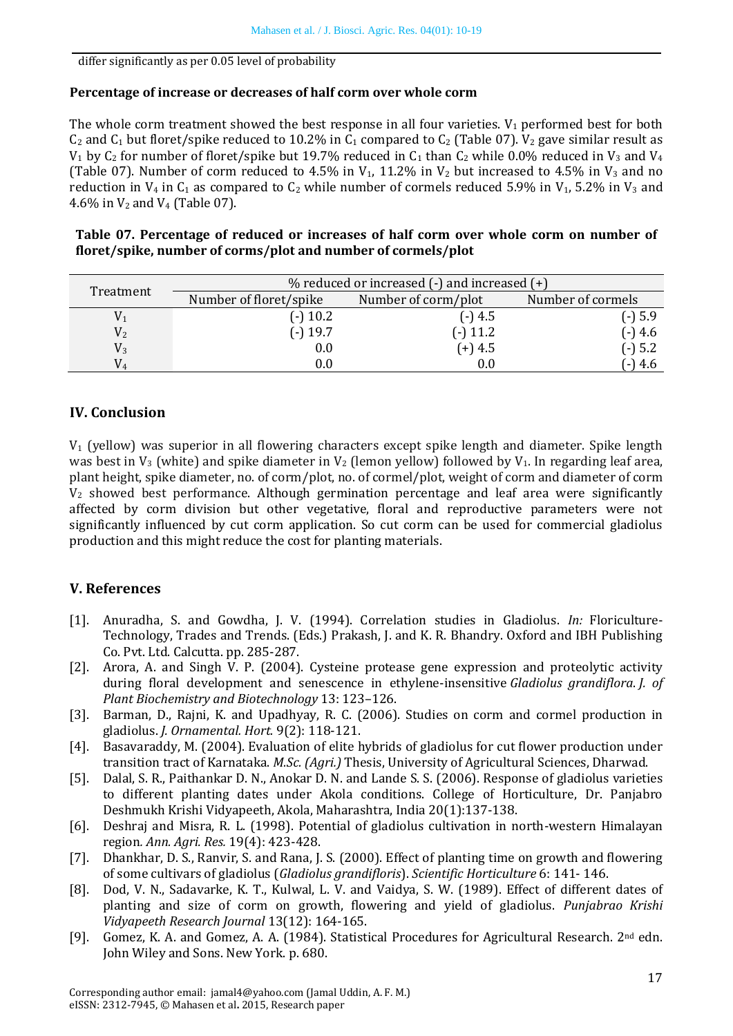differ significantly as per 0.05 level of probability

**Percentage of increase or decreases of half corm over whole corm**

The whole corm treatment showed the best response in all four varieties. $V_1$ performed best for both $C_2$ and $C_1$ but floret/spike reduced to 10.2% in $C_1$ compared to $C_2$ (Table 07). $V_2$ gave similar result as $V_1$ by $C_2$ for number of floret/spike but 19.7% reduced in $C_1$ than $C_2$ while 0.0% reduced in $V_3$ and $V_4$ (Table 07). Number of corm reduced to 4.5% in $V_1$, 11.2% in $V_2$ but increased to 4.5% in $V_3$ and no reduction in $V_4$ in $C_1$ as compared to $C_2$ while number of cormels reduced 5.9% in $V_1$, 5.2% in $V_3$ and 4.6% in $V_2$ and $V_4$ (Table 07).

**Table 07. Percentage of reduced or increases of half corm over whole corm on number of floret/spike, number of corms/plot and number of cormels/plot**

| Treatment | % reduced or increased (-) and increased (+) | | |
|---|---|---|---|
| | Number of floret/spike | Number of corm/plot | Number of cormels |
| $V_1$ | (-) 10.2 | (-) 4.5 | (-) 5.9 |
| $V_2$ | (-) 19.7 | (-) 11.2 | (-) 4.6 |
| $V_3$ | 0.0 | (+) 4.5 | (-) 5.2 |
| $V_4$ | 0.0 | 0.0 | (-) 4.6 |

## IV. Conclusion

$V_1$ (yellow) was superior in all flowering characters except spike length and diameter. Spike length was best in $V_3$ (white) and spike diameter in $V_2$ (lemon yellow) followed by $V_1$. In regarding leaf area, plant height, spike diameter, no. of corm/plot, no. of cormel/plot, weight of corm and diameter of corm $V_2$ showed best performance. Although germination percentage and leaf area were significantly affected by corm division but other vegetative, floral and reproductive parameters were not significantly influenced by cut corm application. So cut corm can be used for commercial gladiolus production and this might reduce the cost for planting materials.

## V. References

[1]. Anuradha, S. and Gowdha, J. V. (1994). Correlation studies in Gladiolus. *In:* Floriculture-Technology, Trades and Trends. (Eds.) Prakash, J. and K. R. Bhandry. Oxford and IBH Publishing Co. Pvt. Ltd. Calcutta. pp. 285-287.

[2]. Arora, A. and Singh V. P. (2004). Cysteine protease gene expression and proteolytic activity during floral development and senescence in ethylene-insensitive *Gladiolus grandiflora*. *J. of Plant Biochemistry and Biotechnology* 13: 123–126.

[3]. Barman, D., Rajni, K. and Upadhyay, R. C. (2006). Studies on corm and cormel production in gladiolus. *J. Ornamental. Hort.* 9(2): 118-121.

[4]. Basavaraddy, M. (2004). Evaluation of elite hybrids of gladiolus for cut flower production under transition tract of Karnataka. *M.Sc. (Agri.)* Thesis, University of Agricultural Sciences, Dharwad.

[5]. Dalal, S. R., Paithankar D. N., Anokar D. N. and Lande S. S. (2006). Response of gladiolus varieties to different planting dates under Akola conditions. College of Horticulture, Dr. Panjabro Deshmukh Krishi Vidyapeeth, Akola, Maharashtra, India 20(1):137-138.

[6]. Deshraj and Misra, R. L. (1998). Potential of gladiolus cultivation in north-western Himalayan region. *Ann. Agri. Res.* 19(4): 423-428.

[7]. Dhankhar, D. S., Ranvir, S. and Rana, J. S. (2000). Effect of planting time on growth and flowering of some cultivars of gladiolus (*Gladiolus grandifloris*). *Scientific Horticulture* 6: 141- 146.

[8]. Dod, V. N., Sadavarke, K. T., Kulwal, L. V. and Vaidya, S. W. (1989). Effect of different dates of planting and size of corm on growth, flowering and yield of gladiolus. *Punjabrao Krishi Vidyapeeth Research Journal* 13(12): 164-165.

[9]. Gomez, K. A. and Gomez, A. A. (1984). Statistical Procedures for Agricultural Research. 2nd edn. John Wiley and Sons. New York. p. 680.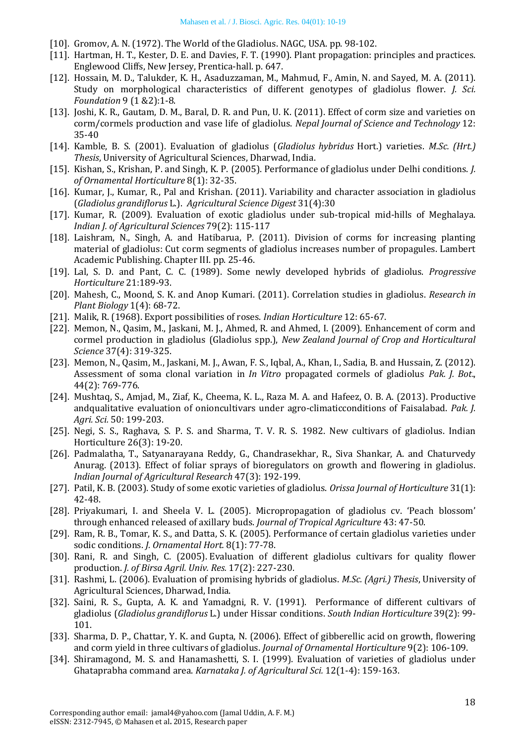[10]. Gromov, A. N. (1972). The World of the Gladiolus. NAGC, USA. pp. 98-102.

[11]. Hartman, H. T., Kester, D. E. and Davies, F. T. (1990). Plant propagation: principles and practices. Englewood Cliffs, New Jersey, Prentica-hall. p. 647.

[12]. Hossain, M. D., Talukder, K. H., Asaduzzaman, M., Mahmud, F., Amin, N. and Sayed, M. A. (2011). Study on morphological characteristics of different genotypes of gladiolus flower. *J. Sci. Foundation* 9 (1 &2):1-8.

[13]. Joshi, K. R., Gautam, D. M., Baral, D. R. and Pun, U. K. (2011). Effect of corm size and varieties on corm/cormels production and vase life of gladiolus. *Nepal Journal of Science and Technology* 12: 35-40

[14]. Kamble, B. S. (2001). Evaluation of gladiolus (*Gladiolus hybridus* Hort.) varieties. *M.Sc. (Hrt.) Thesis*, University of Agricultural Sciences, Dharwad, India.

[15]. Kishan, S., Krishan, P. and Singh, K. P. (2005). Performance of gladiolus under Delhi conditions. *J. of Ornamental Horticulture* 8(1): 32-35.

[16]. Kumar, J., Kumar, R., Pal and Krishan. (2011). Variability and character association in gladiolus (*Gladiolus grandiflorus* L.). *Agricultural Science Digest* 31(4):30

[17]. Kumar, R. (2009). Evaluation of exotic gladiolus under sub-tropical mid-hills of Meghalaya. *Indian J. of Agricultural Sciences* 79(2): 115-117

[18]. Laishram, N., Singh, A. and Hatibarua, P. (2011). Division of corms for increasing planting material of gladiolus: Cut corm segments of gladiolus increases number of propagules. Lambert Academic Publishing. Chapter III. pp. 25-46.

[19]. Lal, S. D. and Pant, C. C. (1989). Some newly developed hybrids of gladiolus. *Progressive Horticulture* 21:189-93.

[20]. Mahesh, C., Moond, S. K. and Anop Kumari. (2011). Correlation studies in gladiolus. *Research in Plant Biology* 1(4): 68-72.

[21]. Malik, R. (1968). Export possibilities of roses. *Indian Horticulture* 12: 65-67.

[22]. Memon, N., Qasim, M., Jaskani, M. J., Ahmed, R. and Ahmed, I. (2009). Enhancement of corm and cormel production in gladiolus (Gladiolus spp.), *New Zealand Journal of Crop and Horticultural Science* 37(4): 319-325.

[23]. Memon, N., Qasim, M., Jaskani, M. J., Awan, F. S., Iqbal, A., Khan, I., Sadia, B. and Hussain, Z. (2012). Assessment of soma clonal variation in *In Vitro* propagated cormels of gladiolus *Pak. J. Bot*., 44(2): 769-776.

[24]. Mushtaq, S., Amjad, M., Ziaf, K., Cheema, K. L., Raza M. A. and Hafeez, O. B. A. (2013). Productive andqualitative evaluation of onioncultivars under agro-climaticconditions of Faisalabad. *Pak. J. Agri. Sci.* 50: 199-203.

[25]. Negi, S. S., Raghava, S. P. S. and Sharma, T. V. R. S. 1982. New cultivars of gladiolus. Indian Horticulture 26(3): 19-20.

[26]. Padmalatha, T., Satyanarayana Reddy, G., Chandrasekhar, R., Siva Shankar, A. and Chaturvedy Anurag. (2013). Effect of foliar sprays of bioregulators on growth and flowering in gladiolus. *Indian Journal of Agricultural Research* 47(3): 192-199.

[27]. Patil, K. B. (2003). Study of some exotic varieties of gladiolus. *Orissa Journal of Horticulture* 31(1): 42-48.

[28]. Priyakumari, I. and Sheela V. L. (2005). Micropropagation of gladiolus cv. 'Peach blossom' through enhanced released of axillary buds. *Journal of Tropical Agriculture* 43: 47-50.

[29]. Ram, R. B., Tomar, K. S., and Datta, S. K. (2005). Performance of certain gladiolus varieties under sodic conditions. *J. Ornamental Hort.* 8(1): 77-78.

[30]. Rani, R. and Singh, C. (2005). Evaluation of different gladiolus cultivars for quality flower production. *J. of Birsa Agril. Univ. Res.* 17(2): 227-230.

[31]. Rashmi, L. (2006). Evaluation of promising hybrids of gladiolus. *M.Sc. (Agri.) Thesis*, University of Agricultural Sciences, Dharwad, India.

[32]. Saini, R. S., Gupta, A. K. and Yamadgni, R. V. (1991). Performance of different cultivars of gladiolus (*Gladiolus grandiflorus* L.) under Hissar conditions. *South Indian Horticulture* 39(2): 99-101.

[33]. Sharma, D. P., Chattar, Y. K. and Gupta, N. (2006). Effect of gibberellic acid on growth, flowering and corm yield in three cultivars of gladiolus. *Journal of Ornamental Horticulture* 9(2): 106-109.

[34]. Shiramagond, M. S. and Hanamashetti, S. I. (1999). Evaluation of varieties of gladiolus under Ghataprabha command area. *Karnataka J. of Agricultural Sci.* 12(1-4): 159-163.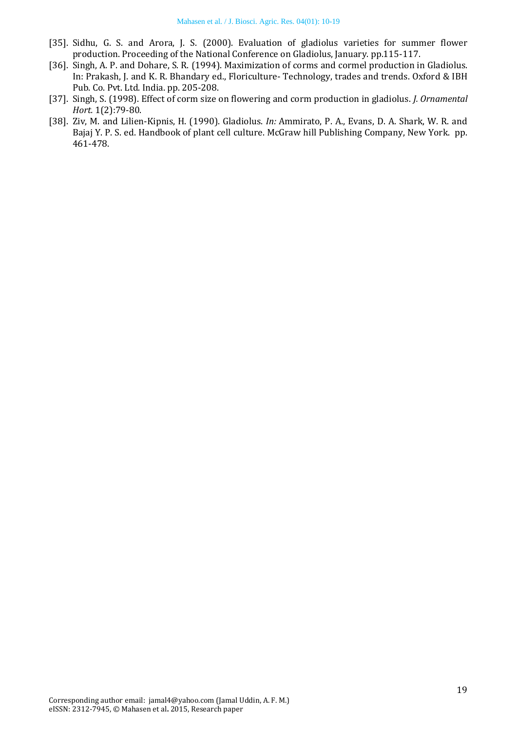[35]. Sidhu, G. S. and Arora, J. S. (2000). Evaluation of gladiolus varieties for summer flower production. Proceeding of the National Conference on Gladiolus, January. pp.115-117.

[36]. Singh, A. P. and Dohare, S. R. (1994). Maximization of corms and cormel production in Gladiolus. In: Prakash, J. and K. R. Bhandary ed., Floriculture- Technology, trades and trends. Oxford & IBH Pub. Co. Pvt. Ltd. India. pp. 205-208.

[37]. Singh, S. (1998). Effect of corm size on flowering and corm production in gladiolus. *J. Ornamental Hort.* 1(2):79-80.

[38]. Ziv, M. and Lilien-Kipnis, H. (1990). Gladiolus. *In:* Ammirato, P. A., Evans, D. A. Shark, W. R. and Bajaj Y. P. S. ed. Handbook of plant cell culture. McGraw hill Publishing Company, New York. pp. 461-478.

Corresponding author email: jamal4@yahoo.com (Jamal Uddin, A. F. M.)
eISSN: 2312-7945, © Mahasen et al. 2015, Research paper